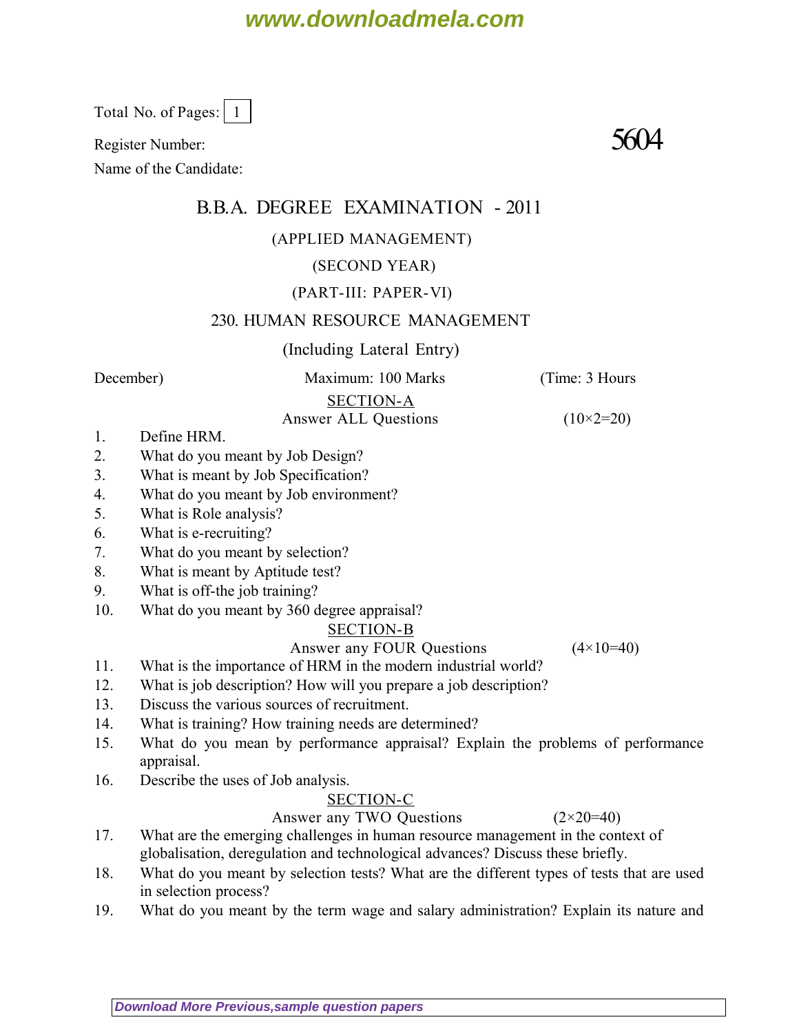Total No. of Pages: 1

Register Number: **5604**

Name of the Candidate:

# B.B.A. DEGREE EXAMINATION - 2011

(APPLIED MANAGEMENT)

(SECOND YEAR)

(PART-III: PAPER-VI)

## 230. HUMAN RESOURCE MANAGEMENT

(Including Lateral Entry)

December) Maximum: 100 Marks (Time: 3 Hours

### SECTION-A

Answer ALL Questions (10×2=20)

1. Define HRM.
2. What do you meant by Job Design?
3. What is meant by Job Specification?
4. What do you meant by Job environment?
5. What is Role analysis?
6. What is e-recruiting?
7. What do you meant by selection?
8. What is meant by Aptitude test?
9. What is off-the job training?
10. What do you meant by 360 degree appraisal?

### SECTION-B

Answer any FOUR Questions (4×10=40)

11. What is the importance of HRM in the modern industrial world?
12. What is job description? How will you prepare a job description?
13. Discuss the various sources of recruitment.
14. What is training? How training needs are determined?
15. What do you mean by performance appraisal? Explain the problems of performance appraisal.
16. Describe the uses of Job analysis.

### SECTION-C

Answer any TWO Questions (2×20=40)

17. What are the emerging challenges in human resource management in the context of globalisation, deregulation and technological advances? Discuss these briefly.
18. What do you meant by selection tests? What are the different types of tests that are used in selection process?
19. What do you meant by the term wage and salary administration? Explain its nature and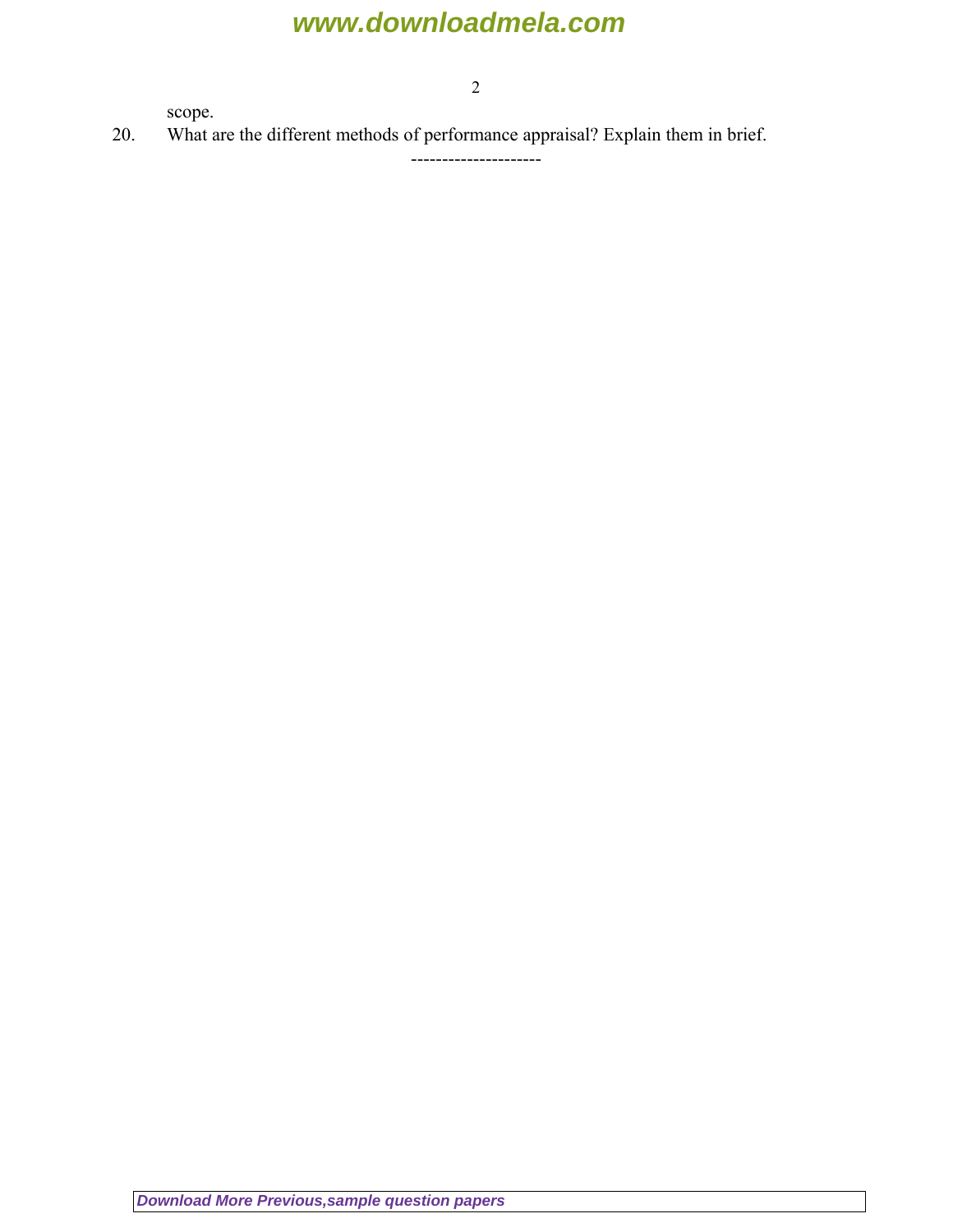scope.

20. What are the different methods of performance appraisal? Explain them in brief.

---------------------